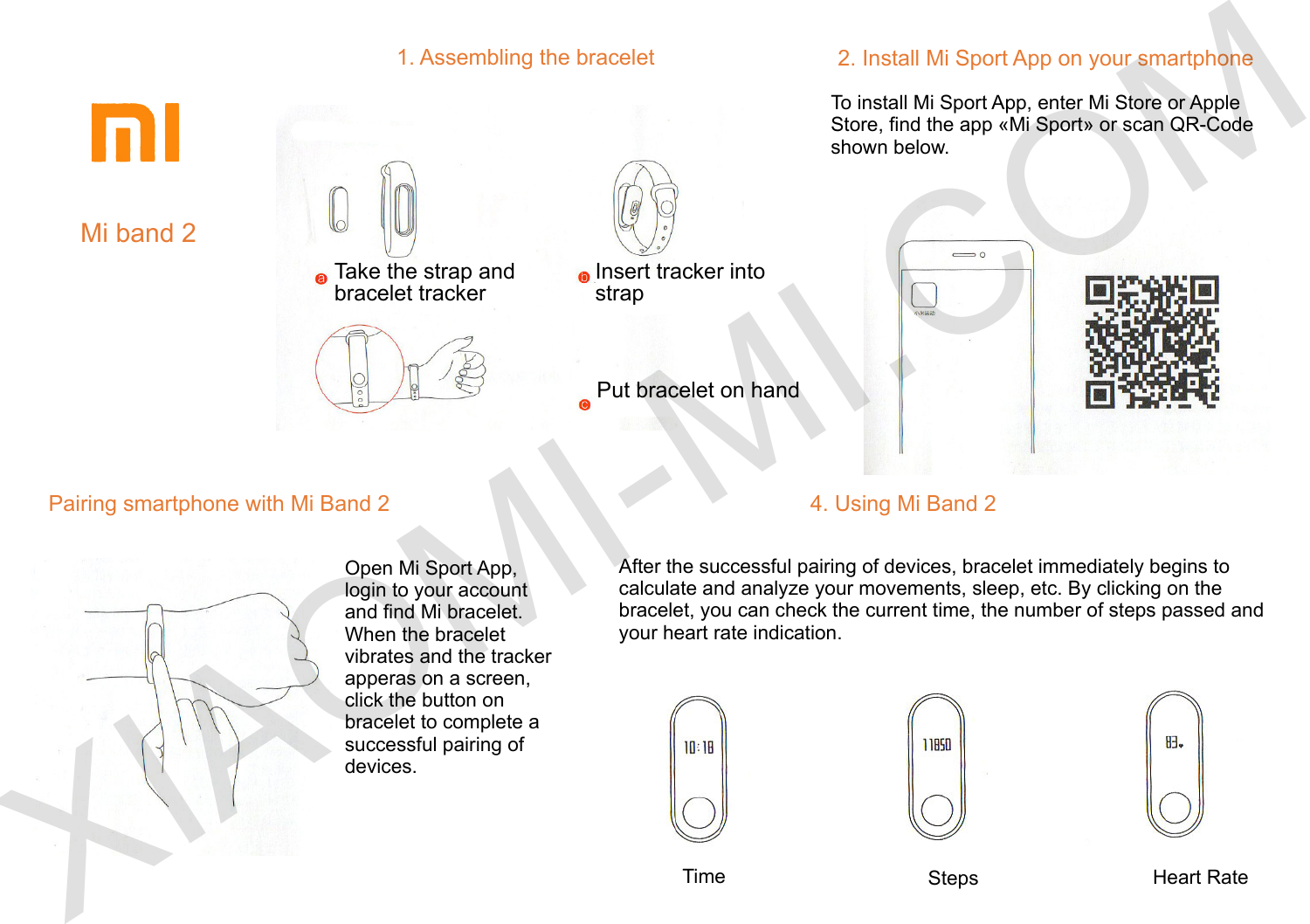# Mi band 2

## 1. Assembling the bracelet

a. Take the strap and bracelet tracker

b. Insert tracker into strap

c. Put bracelet on hand

## 2. Install Mi Sport App on your smartphone

To install Mi Sport App, enter Mi Store or Apple Store, find the app «Mi Sport» or scan QR-Code shown below.

## Pairing smartphone with Mi Band 2

Open Mi Sport App, login to your account and find Mi bracelet. When the bracelet vibrates and the tracker apperas on a screen, click the button on bracelet to complete a successful pairing of devices.

## 4. Using Mi Band 2

After the successful pairing of devices, bracelet immediately begins to calculate and analyze your movements, sleep, etc. By clicking on the bracelet, you can check the current time, the number of steps passed and your heart rate indication.

Time

Steps

Heart Rate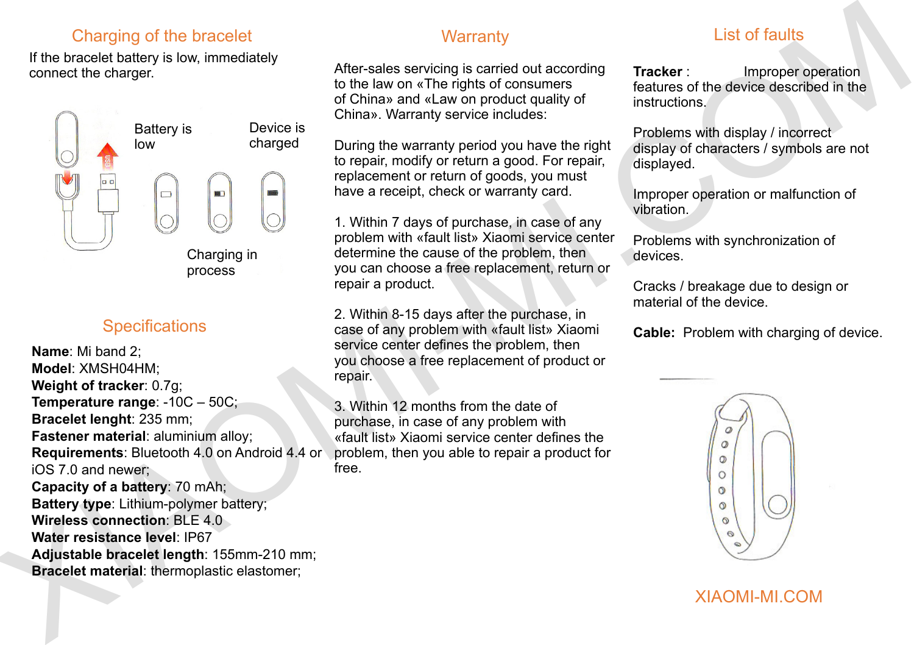## Charging of the bracelet

If the bracelet battery is low, immediately connect the charger.

Battery is low

Device is charged

Charging in process

## Specifications

**Name**: Mi band 2;
**Model**: XMSH04HM;
**Weight of tracker**: 0.7g;
**Temperature range**: -10C – 50C;
**Bracelet lenght**: 235 mm;
**Fastener material**: aluminium alloy;
**Requirements**: Bluetooth 4.0 on Android 4.4 or iOS 7.0 and newer;
**Capacity of a battery**: 70 mAh;
**Battery type**: Lithium-polymer battery;
**Wireless connection**: BLE 4.0
**Water resistance level**: IP67
**Adjustable bracelet length**: 155mm-210 mm;
**Bracelet material**: thermoplastic elastomer;

## Warranty

After-sales servicing is carried out according to the law on «The rights of consumers of China» and «Law on product quality of China». Warranty service includes:

During the warranty period you have the right to repair, modify or return a good. For repair, replacement or return of goods, you must have a receipt, check or warranty card.

1. Within 7 days of purchase, in case of any problem with «fault list» Xiaomi service center determine the cause of the problem, then you can choose a free replacement, return or repair a product.

2. Within 8-15 days after the purchase, in case of any problem with «fault list» Xiaomi service center defines the problem, then you choose a free replacement of product or repair.

3. Within 12 months from the date of purchase, in case of any problem with «fault list» Xiaomi service center defines the problem, then you able to repair a product for free.

## List of faults

**Tracker** : Improper operation features of the device described in the instructions.

Problems with display / incorrect display of characters / symbols are not displayed.

Improper operation or malfunction of vibration.

Problems with synchronization of devices.

Cracks / breakage due to design or material of the device.

**Cable:** Problem with charging of device.

XIAOMI-MI.COM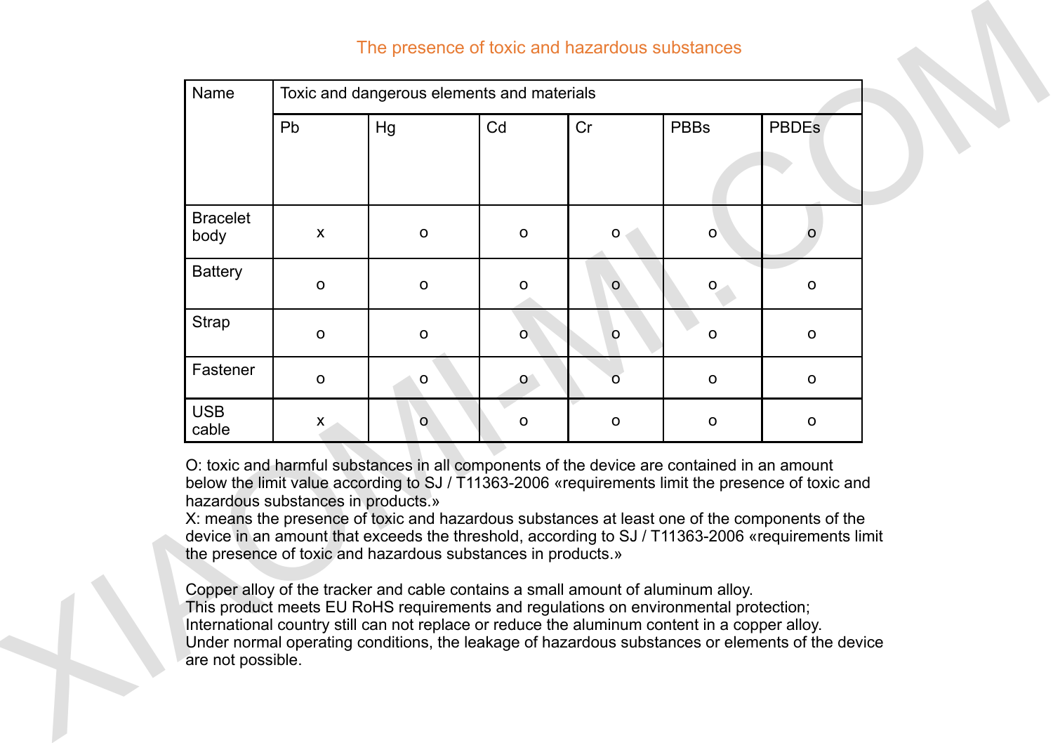## The presence of toxic and hazardous substances

| Name | Toxic and dangerous elements and materials | | | | | |
|---|---|---|---|---|---|---|
| | Pb | Hg | Cd | Cr | PBBs | PBDEs |
| Bracelet body | x | o | o | o | o | o |
| Battery | o | o | o | o | o | o |
| Strap | o | o | o | o | o | o |
| Fastener | o | o | o | o | o | o |
| USB cable | x | o | o | o | o | o |

O: toxic and harmful substances in all components of the device are contained in an amount below the limit value according to SJ / T11363-2006 «requirements limit the presence of toxic and hazardous substances in products.»
X: means the presence of toxic and hazardous substances at least one of the components of the device in an amount that exceeds the threshold, according to SJ / T11363-2006 «requirements limit the presence of toxic and hazardous substances in products.»

Copper alloy of the tracker and cable contains a small amount of aluminum alloy.
This product meets EU RoHS requirements and regulations on environmental protection;
International country still can not replace or reduce the aluminum content in a copper alloy.
Under normal operating conditions, the leakage of hazardous substances or elements of the device are not possible.